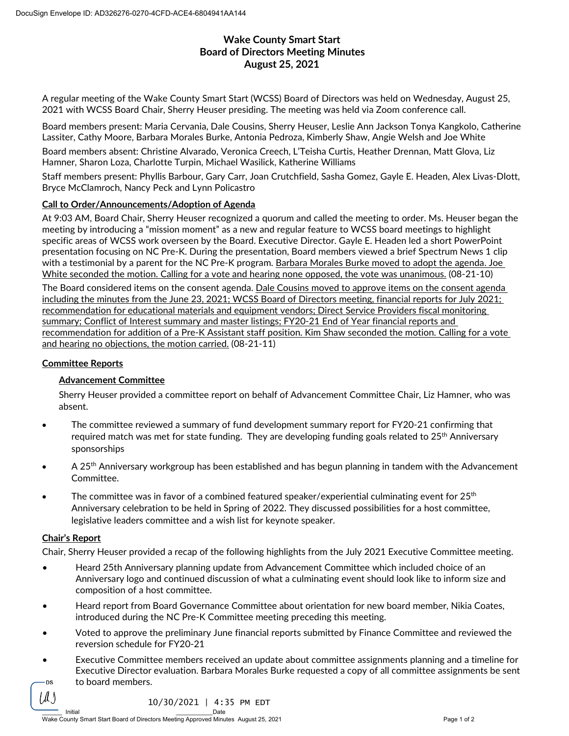DocuSign Envelope ID: AD326276-0270-4CFD-ACE4-6804941AA144

# Wake County Smart Start
## Board of Directors Meeting Minutes
## August 25, 2021

A regular meeting of the Wake County Smart Start (WCSS) Board of Directors was held on Wednesday, August 25, 2021 with WCSS Board Chair, Sherry Heuser presiding. The meeting was held via Zoom conference call.

Board members present: Maria Cervania, Dale Cousins, Sherry Heuser, Leslie Ann Jackson Tonya Kangkolo, Catherine Lassiter, Cathy Moore, Barbara Morales Burke, Antonia Pedroza, Kimberly Shaw, Angie Welsh and Joe White

Board members absent: Christine Alvarado, Veronica Creech, L'Teisha Curtis, Heather Drennan, Matt Glova, Liz Hamner, Sharon Loza, Charlotte Turpin, Michael Wasilick, Katherine Williams

Staff members present: Phyllis Barbour, Gary Carr, Joan Crutchfield, Sasha Gomez, Gayle E. Headen, Alex Livas-Dlott, Bryce McClamroch, Nancy Peck and Lynn Policastro

**Call to Order/Announcements/Adoption of Agenda**

At 9:03 AM, Board Chair, Sherry Heuser recognized a quorum and called the meeting to order. Ms. Heuser began the meeting by introducing a "mission moment" as a new and regular feature to WCSS board meetings to highlight specific areas of WCSS work overseen by the Board. Executive Director. Gayle E. Headen led a short PowerPoint presentation focusing on NC Pre-K. During the presentation, Board members viewed a brief Spectrum News 1 clip with a testimonial by a parent for the NC Pre-K program. Barbara Morales Burke moved to adopt the agenda. Joe White seconded the motion. Calling for a vote and hearing none opposed, the vote was unanimous. (08-21-10)

The Board considered items on the consent agenda. Dale Cousins moved to approve items on the consent agenda including the minutes from the June 23, 2021; WCSS Board of Directors meeting, financial reports for July 2021; recommendation for educational materials and equipment vendors; Direct Service Providers fiscal monitoring summary; Conflict of Interest summary and master listings; FY20-21 End of Year financial reports and recommendation for addition of a Pre-K Assistant staff position. Kim Shaw seconded the motion. Calling for a vote and hearing no objections, the motion carried. (08-21-11)

**Committee Reports**

**Advancement Committee**

Sherry Heuser provided a committee report on behalf of Advancement Committee Chair, Liz Hamner, who was absent.

- The committee reviewed a summary of fund development summary report for FY20-21 confirming that required match was met for state funding. They are developing funding goals related to 25th Anniversary sponsorships
- A 25th Anniversary workgroup has been established and has begun planning in tandem with the Advancement Committee.
- The committee was in favor of a combined featured speaker/experiential culminating event for 25th Anniversary celebration to be held in Spring of 2022. They discussed possibilities for a host committee, legislative leaders committee and a wish list for keynote speaker.

**Chair's Report**

Chair, Sherry Heuser provided a recap of the following highlights from the July 2021 Executive Committee meeting.

- Heard 25th Anniversary planning update from Advancement Committee which included choice of an Anniversary logo and continued discussion of what a culminating event should look like to inform size and composition of a host committee.
- Heard report from Board Governance Committee about orientation for new board member, Nikia Coates, introduced during the NC Pre-K Committee meeting preceding this meeting.
- Voted to approve the preliminary June financial reports submitted by Finance Committee and reviewed the reversion schedule for FY20-21
- Executive Committee members received an update about committee assignments planning and a timeline for Executive Director evaluation. Barbara Morales Burke requested a copy of all committee assignments be sent to board members.

DS

Initial 10/30/2021 | 4:35 PM EDT Date

Wake County Smart Start Board of Directors Meeting Approved Minutes August 25, 2021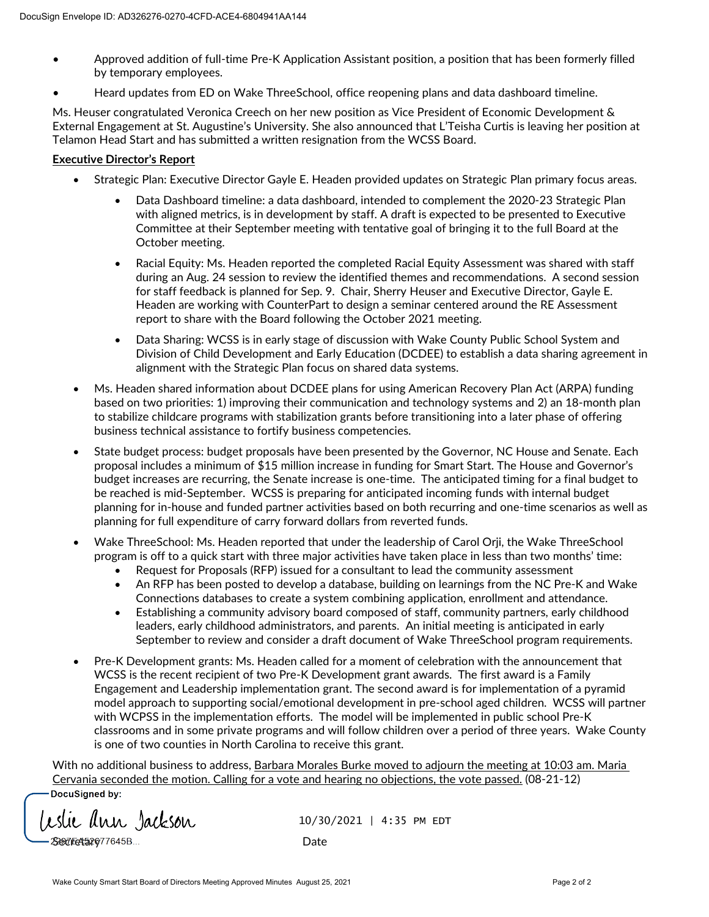- Approved addition of full-time Pre-K Application Assistant position, a position that has been formerly filled by temporary employees.
- Heard updates from ED on Wake ThreeSchool, office reopening plans and data dashboard timeline.

Ms. Heuser congratulated Veronica Creech on her new position as Vice President of Economic Development & External Engagement at St. Augustine's University. She also announced that L'Teisha Curtis is leaving her position at Telamon Head Start and has submitted a written resignation from the WCSS Board.

**Executive Director's Report**

- Strategic Plan: Executive Director Gayle E. Headen provided updates on Strategic Plan primary focus areas.
  - Data Dashboard timeline: a data dashboard, intended to complement the 2020-23 Strategic Plan with aligned metrics, is in development by staff. A draft is expected to be presented to Executive Committee at their September meeting with tentative goal of bringing it to the full Board at the October meeting.
  - Racial Equity: Ms. Headen reported the completed Racial Equity Assessment was shared with staff during an Aug. 24 session to review the identified themes and recommendations. A second session for staff feedback is planned for Sep. 9. Chair, Sherry Heuser and Executive Director, Gayle E. Headen are working with CounterPart to design a seminar centered around the RE Assessment report to share with the Board following the October 2021 meeting.
  - Data Sharing: WCSS is in early stage of discussion with Wake County Public School System and Division of Child Development and Early Education (DCDEE) to establish a data sharing agreement in alignment with the Strategic Plan focus on shared data systems.
- Ms. Headen shared information about DCDEE plans for using American Recovery Plan Act (ARPA) funding based on two priorities: 1) improving their communication and technology systems and 2) an 18-month plan to stabilize childcare programs with stabilization grants before transitioning into a later phase of offering business technical assistance to fortify business competencies.
- State budget process: budget proposals have been presented by the Governor, NC House and Senate. Each proposal includes a minimum of $15 million increase in funding for Smart Start. The House and Governor's budget increases are recurring, the Senate increase is one-time. The anticipated timing for a final budget to be reached is mid-September. WCSS is preparing for anticipated incoming funds with internal budget planning for in-house and funded partner activities based on both recurring and one-time scenarios as well as planning for full expenditure of carry forward dollars from reverted funds.
- Wake ThreeSchool: Ms. Headen reported that under the leadership of Carol Orji, the Wake ThreeSchool program is off to a quick start with three major activities have taken place in less than two months' time:
  - Request for Proposals (RFP) issued for a consultant to lead the community assessment
  - An RFP has been posted to develop a database, building on learnings from the NC Pre-K and Wake Connections databases to create a system combining application, enrollment and attendance.
  - Establishing a community advisory board composed of staff, community partners, early childhood leaders, early childhood administrators, and parents. An initial meeting is anticipated in early September to review and consider a draft document of Wake ThreeSchool program requirements.
- Pre-K Development grants: Ms. Headen called for a moment of celebration with the announcement that WCSS is the recent recipient of two Pre-K Development grant awards. The first award is a Family Engagement and Leadership implementation grant. The second award is for implementation of a pyramid model approach to supporting social/emotional development in pre-school aged children. WCSS will partner with WCPSS in the implementation efforts. The model will be implemented in public school Pre-K classrooms and in some private programs and will follow children over a period of three years. Wake County is one of two counties in North Carolina to receive this grant.

With no additional business to address, <u>Barbara Morales Burke moved to adjourn the meeting at 10:03 am. Maria Cervania seconded the motion. Calling for a vote and hearing no objections, the vote passed.</u> (08-21-12)

DocuSigned by:

Leslie Ann Jackson

2997E452677645B...

Secretary

10/30/2021 | 4:35 PM EDT

Date